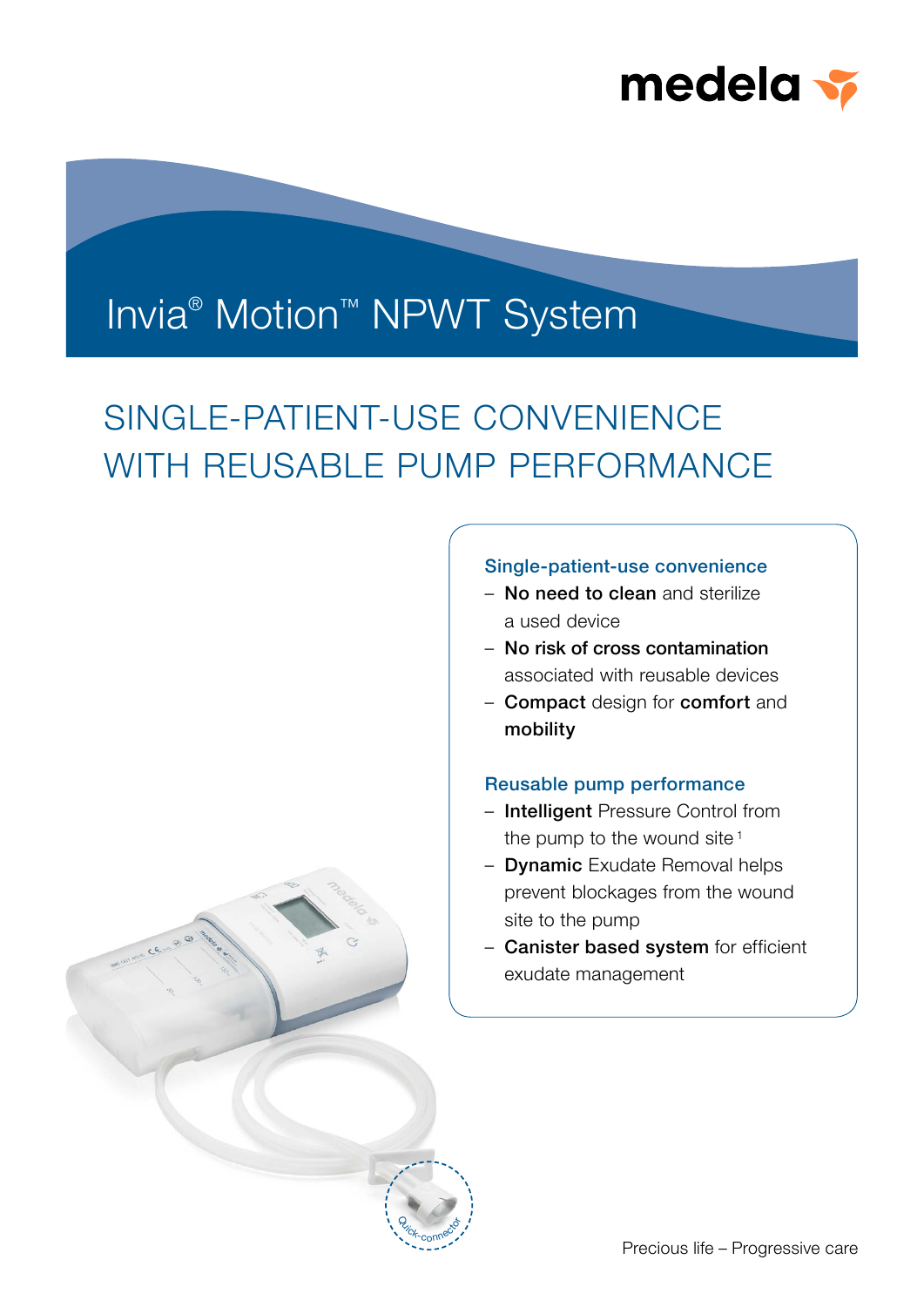medela

# Invia® Motion™ NPWT System

## SINGLE-PATIENT-USE CONVENIENCE WITH REUSABLE PUMP PERFORMANCE

### Single-patient-use convenience

- **No need to clean** and sterilize a used device
- **No risk of cross contamination** associated with reusable devices
- **Compact** design for **comfort** and **mobility**

### Reusable pump performance

- **Intelligent** Pressure Control from the pump to the wound site[1]
- **Dynamic** Exudate Removal helps prevent blockages from the wound site to the pump
- **Canister based system** for efficient exudate management

Quick-connector

Precious life – Progressive care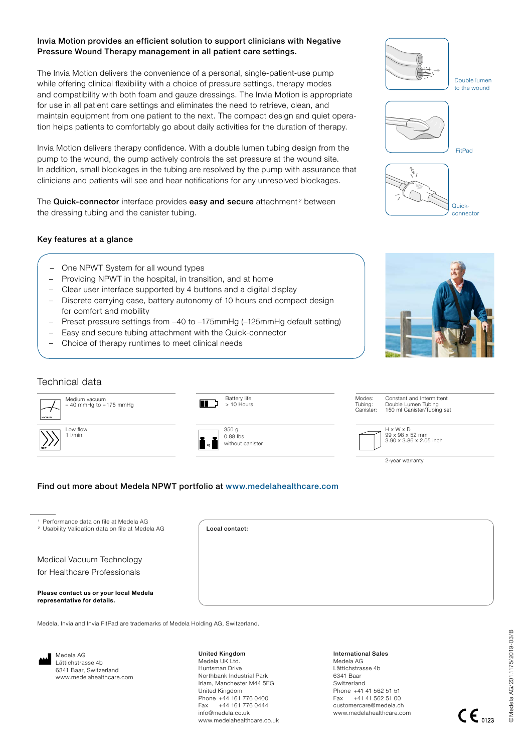**Invia Motion provides an efficient solution to support clinicians with Negative Pressure Wound Therapy management in all patient care settings.**

The Invia Motion delivers the convenience of a personal, single-patient-use pump while offering clinical flexibility with a choice of pressure settings, therapy modes and compatibility with both foam and gauze dressings. The Invia Motion is appropriate for use in all patient care settings and eliminates the need to retrieve, clean, and maintain equipment from one patient to the next. The compact design and quiet operation helps patients to comfortably go about daily activities for the duration of therapy.

Invia Motion delivers therapy confidence. With a double lumen tubing design from the pump to the wound, the pump actively controls the set pressure at the wound site. In addition, small blockages in the tubing are resolved by the pump with assurance that clinicians and patients will see and hear notifications for any unresolved blockages.

The **Quick-connector** interface provides **easy and secure** attachment[2] between the dressing tubing and the canister tubing.

Double lumen to the wound

FitPad

Quick-connector

**Key features at a glance**

- One NPWT System for all wound types
- Providing NPWT in the hospital, in transition, and at home
- Clear user interface supported by 4 buttons and a digital display
- Discrete carrying case, battery autonomy of 10 hours and compact design for comfort and mobility
- Preset pressure settings from –40 to –175mmHg (–125mmHg default setting)
- Easy and secure tubing attachment with the Quick-connector
- Choice of therapy runtimes to meet clinical needs

## Technical data

Medium vacuum
– 40 mmHg to –175 mmHg

Low flow
1 l/min.

Battery life
> 10 Hours

350 g
0.88 lbs
without canister

Modes: Constant and Intermittent
Tubing: Double Lumen Tubing
Canister: 150 ml Canister/Tubing set

H x W x D
99 x 98 x 52 mm
3.90 x 3.86 x 2.05 inch

2-year warranty

**Find out more about Medela NPWT portfolio at www.medelahealthcare.com**

[1] Performance data on file at Medela AG
[2] Usability Validation data on file at Medela AG

Medical Vacuum Technology
for Healthcare Professionals

**Please contact us or your local Medela representative for details.**

**Local contact:**

Medela, Invia and Invia FitPad are trademarks of Medela Holding AG, Switzerland.

Medela AG
Lättichstrasse 4b
6341 Baar, Switzerland
www.medelahealthcare.com

**United Kingdom**
Medela UK Ltd.
Huntsman Drive
Northbank Industrial Park
Irlam, Manchester M44 5EG
United Kingdom
Phone +44 161 776 0400
Fax +44 161 776 0444
info@medela.co.uk
www.medelahealthcare.co.uk

**International Sales**
Medela AG
Lättichstrasse 4b
6341 Baar
Switzerland
Phone +41 41 562 51 51
Fax +41 41 562 51 00
customercare@medela.ch
www.medelahealthcare.com

CE 0123

© Medela AG/201.1175/2019-03/B